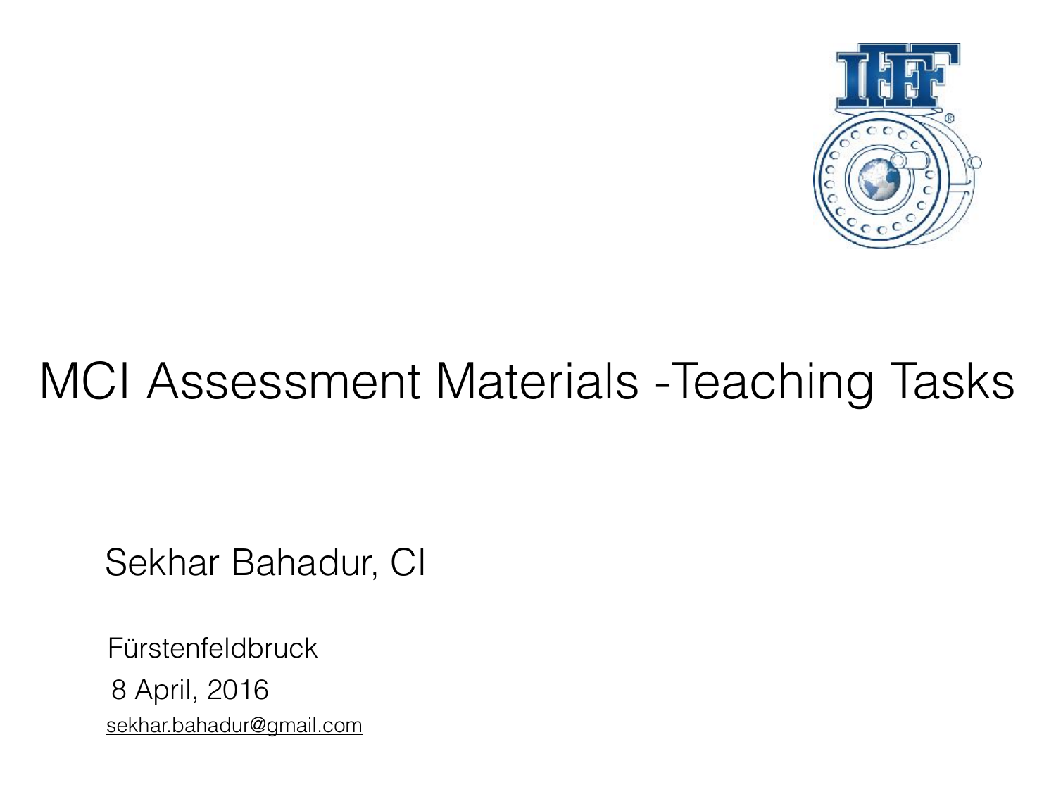# MCI Assessment Materials -Teaching Tasks

Sekhar Bahadur, CI

Fürstenfeldbruck

8 April, 2016

sekhar.bahadur@gmail.com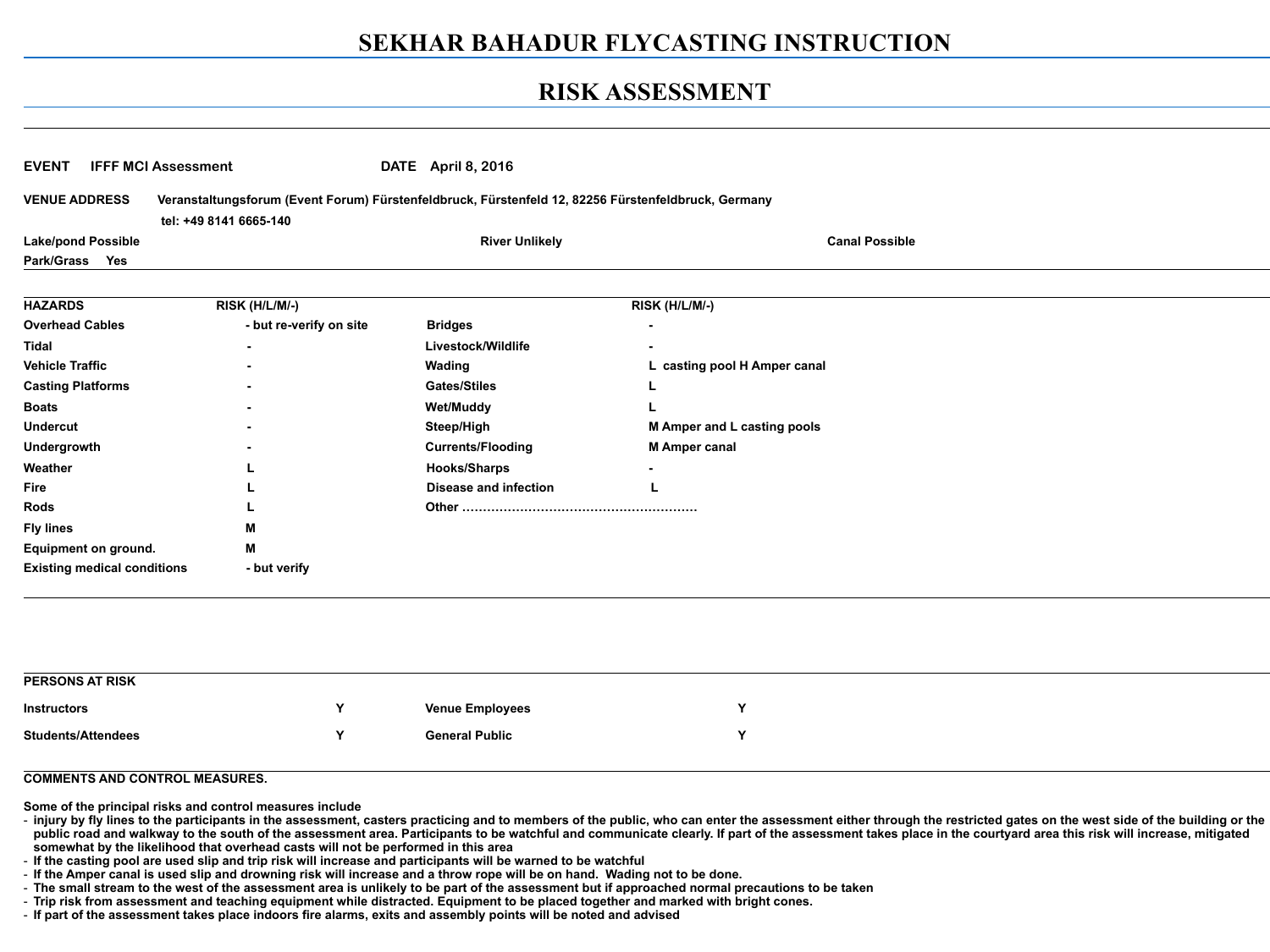# SEKHAR BAHADUR FLYCASTING INSTRUCTION

# RISK ASSESSMENT

**EVENT** **IFFF MCI Assessment** **DATE** **April 8, 2016**

**VENUE ADDRESS** **Veranstaltungsforum (Event Forum) Fürstenfeldbruck, Fürstenfeld 12, 82256 Fürstenfeldbruck, Germany**
**tel: +49 8141 6665-140**

**Lake/pond Possible** **River Unlikely** **Canal Possible**
**Park/Grass Yes**

| HAZARDS | RISK (H/L/M/-) | | RISK (H/L/M/-) |
|---|---|---|---|
| Overhead Cables | - but re-verify on site | Bridges | - |
| Tidal | - | Livestock/Wildlife | - |
| Vehicle Traffic | - | Wading | L casting pool H Amper canal |
| Casting Platforms | - | Gates/Stiles | L |
| Boats | - | Wet/Muddy | L |
| Undercut | - | Steep/High | M Amper and L casting pools |
| Undergrowth | - | Currents/Flooding | M Amper canal |
| Weather | L | Hooks/Sharps | - |
| Fire | L | Disease and infection | L |
| Rods | L | Other ………………………………………………… | |
| Fly lines | M | | |
| Equipment on ground. | M | | |
| Existing medical conditions | - but verify | | |

**PERSONS AT RISK**

| | | | |
|---|---|---|---|
| Instructors | Y | Venue Employees | Y |
| Students/Attendees | Y | General Public | Y |

**COMMENTS AND CONTROL MEASURES.**

**Some of the principal risks and control measures include**

- **injury by fly lines to the participants in the assessment, casters practicing and to members of the public, who can enter the assessment either through the restricted gates on the west side of the building or the public road and walkway to the south of the assessment area. Participants to be watchful and communicate clearly. If part of the assessment takes place in the courtyard area this risk will increase, mitigated somewhat by the likelihood that overhead casts will not be performed in this area**
- **If the casting pool are used slip and trip risk will increase and participants will be warned to be watchful**
- **If the Amper canal is used slip and drowning risk will increase and a throw rope will be on hand. Wading not to be done.**
- **The small stream to the west of the assessment area is unlikely to be part of the assessment but if approached normal precautions to be taken**
- **Trip risk from assessment and teaching equipment while distracted. Equipment to be placed together and marked with bright cones.**
- **If part of the assessment takes place indoors fire alarms, exits and assembly points will be noted and advised**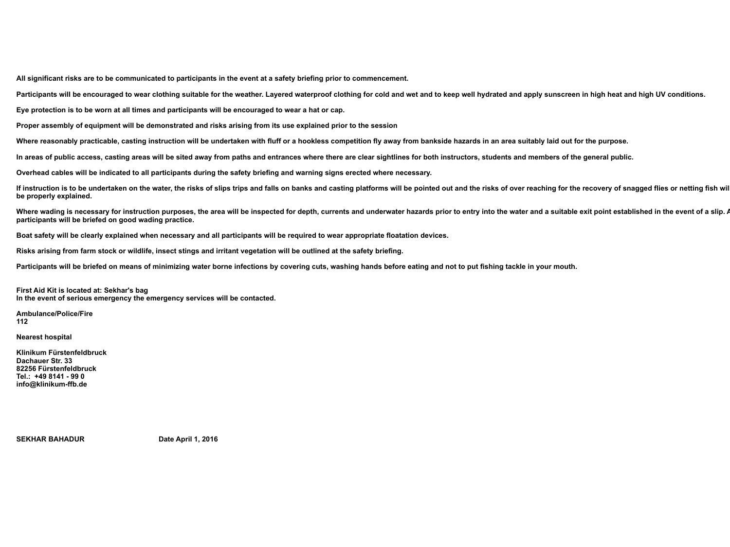**All significant risks are to be communicated to participants in the event at a safety briefing prior to commencement.**

**Participants will be encouraged to wear clothing suitable for the weather. Layered waterproof clothing for cold and wet and to keep well hydrated and apply sunscreen in high heat and high UV conditions.**

**Eye protection is to be worn at all times and participants will be encouraged to wear a hat or cap.**

**Proper assembly of equipment will be demonstrated and risks arising from its use explained prior to the session**

**Where reasonably practicable, casting instruction will be undertaken with fluff or a hookless competition fly away from bankside hazards in an area suitably laid out for the purpose.**

**In areas of public access, casting areas will be sited away from paths and entrances where there are clear sightlines for both instructors, students and members of the general public.**

**Overhead cables will be indicated to all participants during the safety briefing and warning signs erected where necessary.**

**If instruction is to be undertaken on the water, the risks of slips trips and falls on banks and casting platforms will be pointed out and the risks of over reaching for the recovery of snagged flies or netting fish wil be properly explained.**

**Where wading is necessary for instruction purposes, the area will be inspected for depth, currents and underwater hazards prior to entry into the water and a suitable exit point established in the event of a slip. A participants will be briefed on good wading practice.**

**Boat safety will be clearly explained when necessary and all participants will be required to wear appropriate floatation devices.**

**Risks arising from farm stock or wildlife, insect stings and irritant vegetation will be outlined at the safety briefing.**

**Participants will be briefed on means of minimizing water borne infections by covering cuts, washing hands before eating and not to put fishing tackle in your mouth.**

**First Aid Kit is located at: Sekhar's bag**
**In the event of serious emergency the emergency services will be contacted.**

**Ambulance/Police/Fire**
**112**

**Nearest hospital**

**Klinikum Fürstenfeldbruck**
**Dachauer Str. 33**
**82256 Fürstenfeldbruck**
**Tel.: +49 8141 - 99 0**
**info@klinikum-ffb.de**

**SEKHAR BAHADUR** **Date April 1, 2016**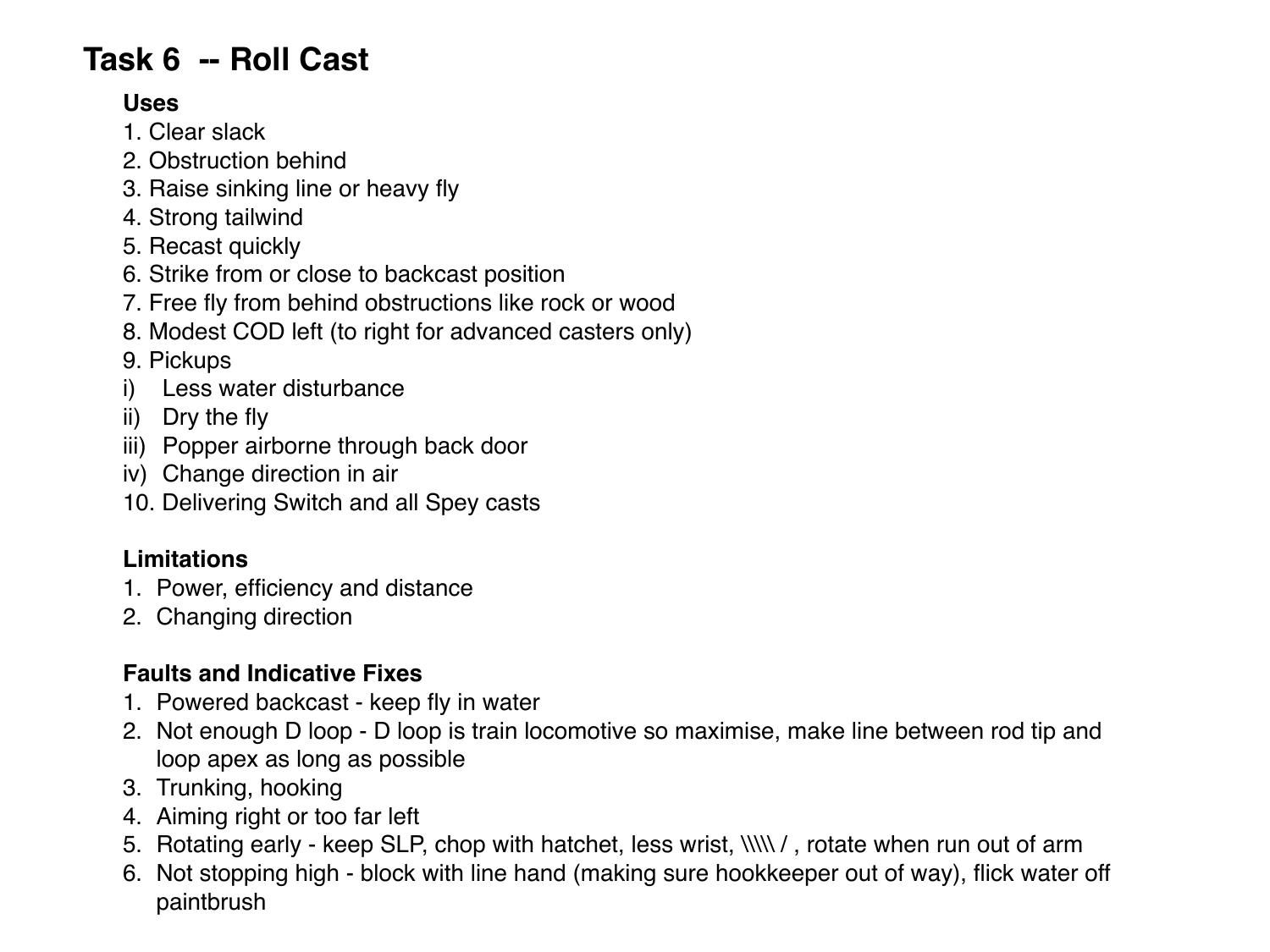# Task 6 -- Roll Cast

### Uses

1. Clear slack
2. Obstruction behind
3. Raise sinking line or heavy fly
4. Strong tailwind
5. Recast quickly
6. Strike from or close to backcast position
7. Free fly from behind obstructions like rock or wood
8. Modest COD left (to right for advanced casters only)
9. Pickups

i) Less water disturbance
ii) Dry the fly
iii) Popper airborne through back door
iv) Change direction in air

10. Delivering Switch and all Spey casts

### Limitations

1. Power, efficiency and distance
2. Changing direction

### Faults and Indicative Fixes

1. Powered backcast - keep fly in water
2. Not enough D loop - D loop is train locomotive so maximise, make line between rod tip and loop apex as long as possible
3. Trunking, hooking
4. Aiming right or too far left
5. Rotating early - keep SLP, chop with hatchet, less wrist, \\\\\ / , rotate when run out of arm
6. Not stopping high - block with line hand (making sure hookkeeper out of way), flick water off paintbrush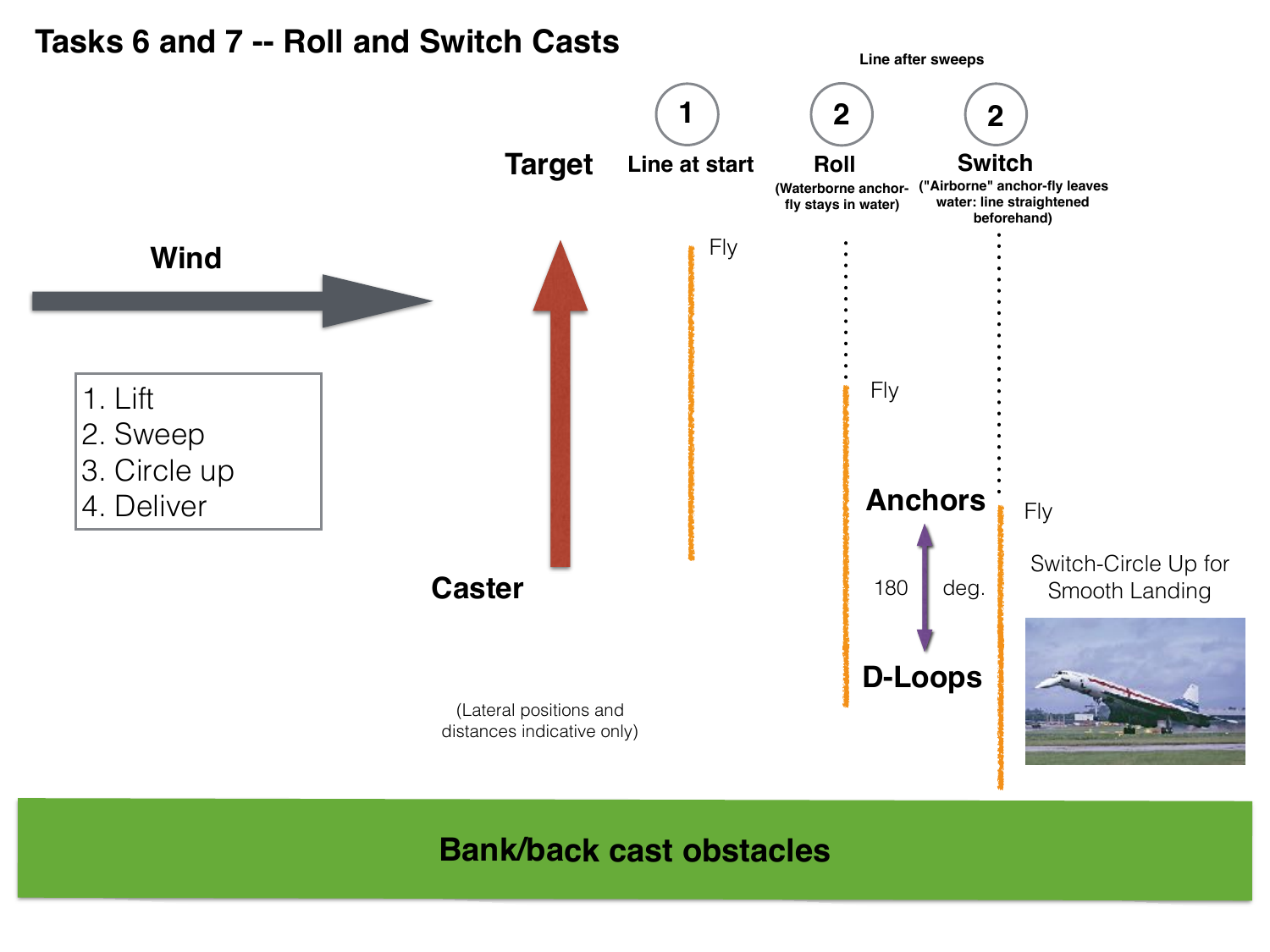# Tasks 6 and 7 -- Roll and Switch Casts

Line after sweeps

| 1 | 2 | 2 |
|---|---|---|
| Line at start | Roll (Waterborne anchor-fly stays in water) | Switch ("Airborne" anchor-fly leaves water: line straightened beforehand) |

Target

Wind

1. Lift
2. Sweep
3. Circle up
4. Deliver

Fly

Fly

Anchors

180 deg.

D-Loops

Fly

Switch-Circle Up for Smooth Landing

Caster

(Lateral positions and distances indicative only)

Bank/back cast obstacles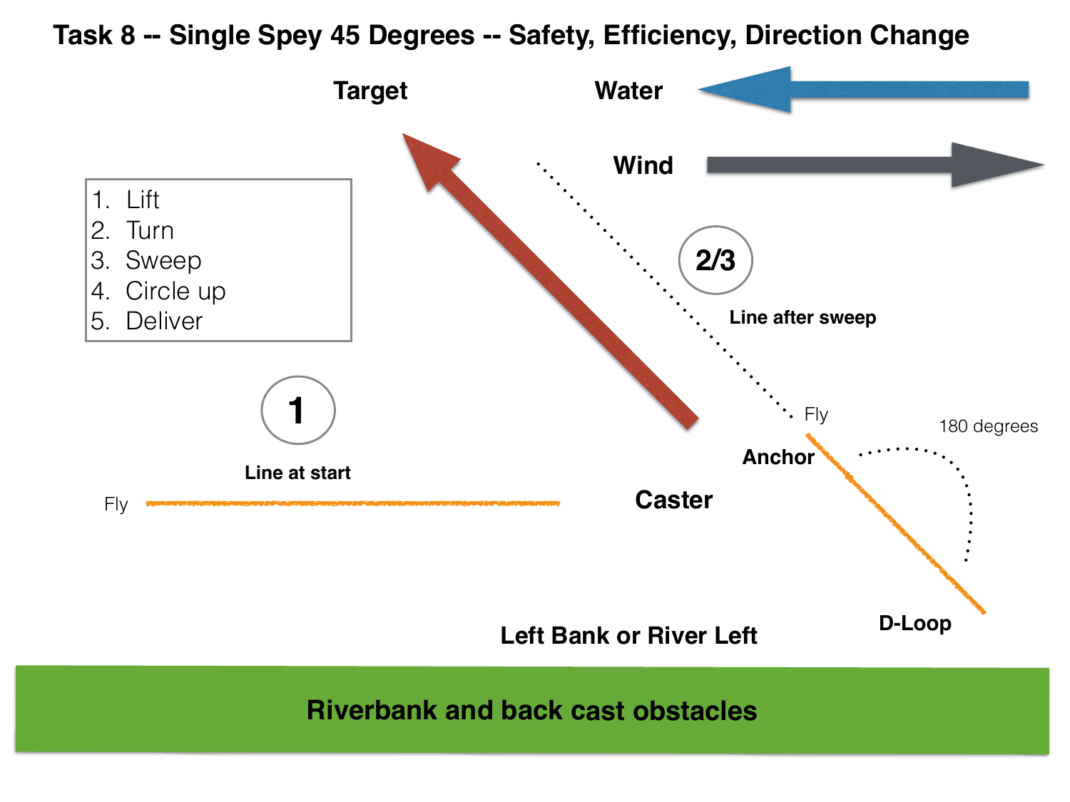# Task 8 -- Single Spey 45 Degrees -- Safety, Efficiency, Direction Change

1. Lift
2. Turn
3. Sweep
4. Circle up
5. Deliver

Target

Water

Wind

2/3

Line after sweep

1

Line at start

Fly

Fly

Anchor

Caster

180 degrees

D-Loop

Left Bank or River Left

Riverbank and back cast obstacles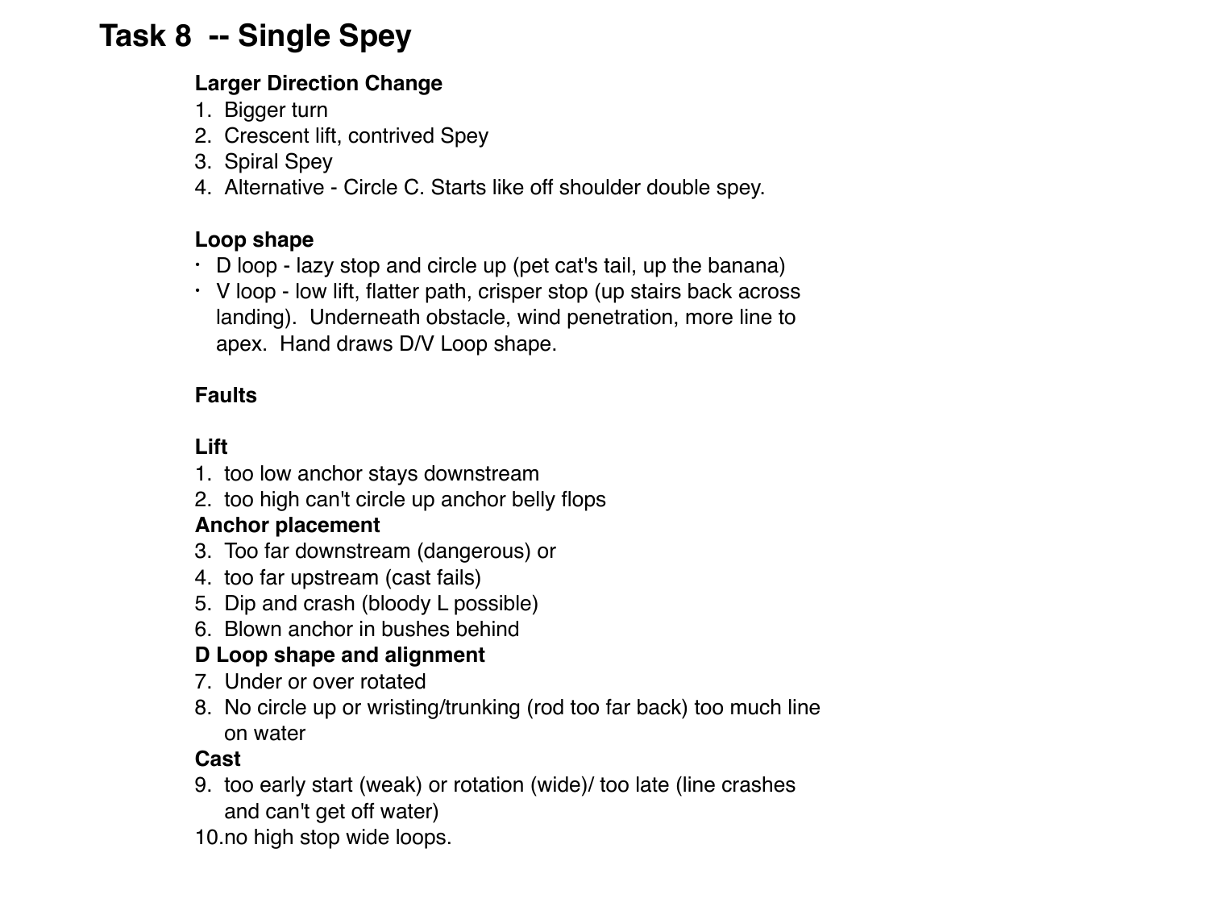# Task 8 -- Single Spey

**Larger Direction Change**

1. Bigger turn
2. Crescent lift, contrived Spey
3. Spiral Spey
4. Alternative - Circle C. Starts like off shoulder double spey.

**Loop shape**

- D loop - lazy stop and circle up (pet cat's tail, up the banana)
- V loop - low lift, flatter path, crisper stop (up stairs back across landing). Underneath obstacle, wind penetration, more line to apex. Hand draws D/V Loop shape.

**Faults**

**Lift**

1. too low anchor stays downstream
2. too high can't circle up anchor belly flops

**Anchor placement**

3. Too far downstream (dangerous) or
4. too far upstream (cast fails)
5. Dip and crash (bloody L possible)
6. Blown anchor in bushes behind

**D Loop shape and alignment**

7. Under or over rotated
8. No circle up or wristing/trunking (rod too far back) too much line on water

**Cast**

9. too early start (weak) or rotation (wide)/ too late (line crashes and can't get off water)
10. no high stop wide loops.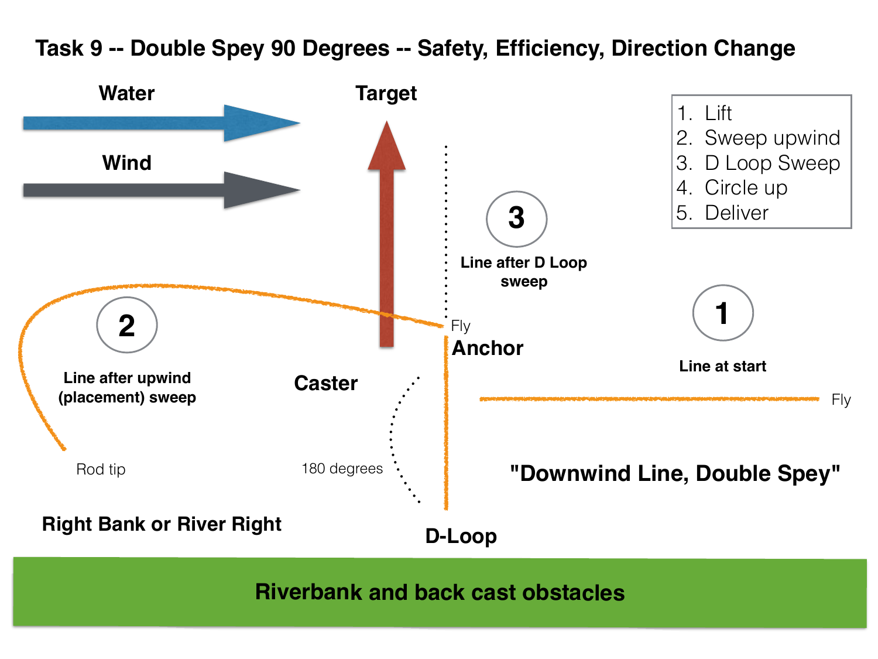# Task 9 -- Double Spey 90 Degrees -- Safety, Efficiency, Direction Change

Water

Wind

Target

1. Lift
2. Sweep upwind
3. D Loop Sweep
4. Circle up
5. Deliver

3

Line after D Loop sweep

2

Line after upwind (placement) sweep

Fly

Anchor

1

Line at start

Caster

Fly

Rod tip

180 degrees

"Downwind Line, Double Spey"

Right Bank or River Right

D-Loop

Riverbank and back cast obstacles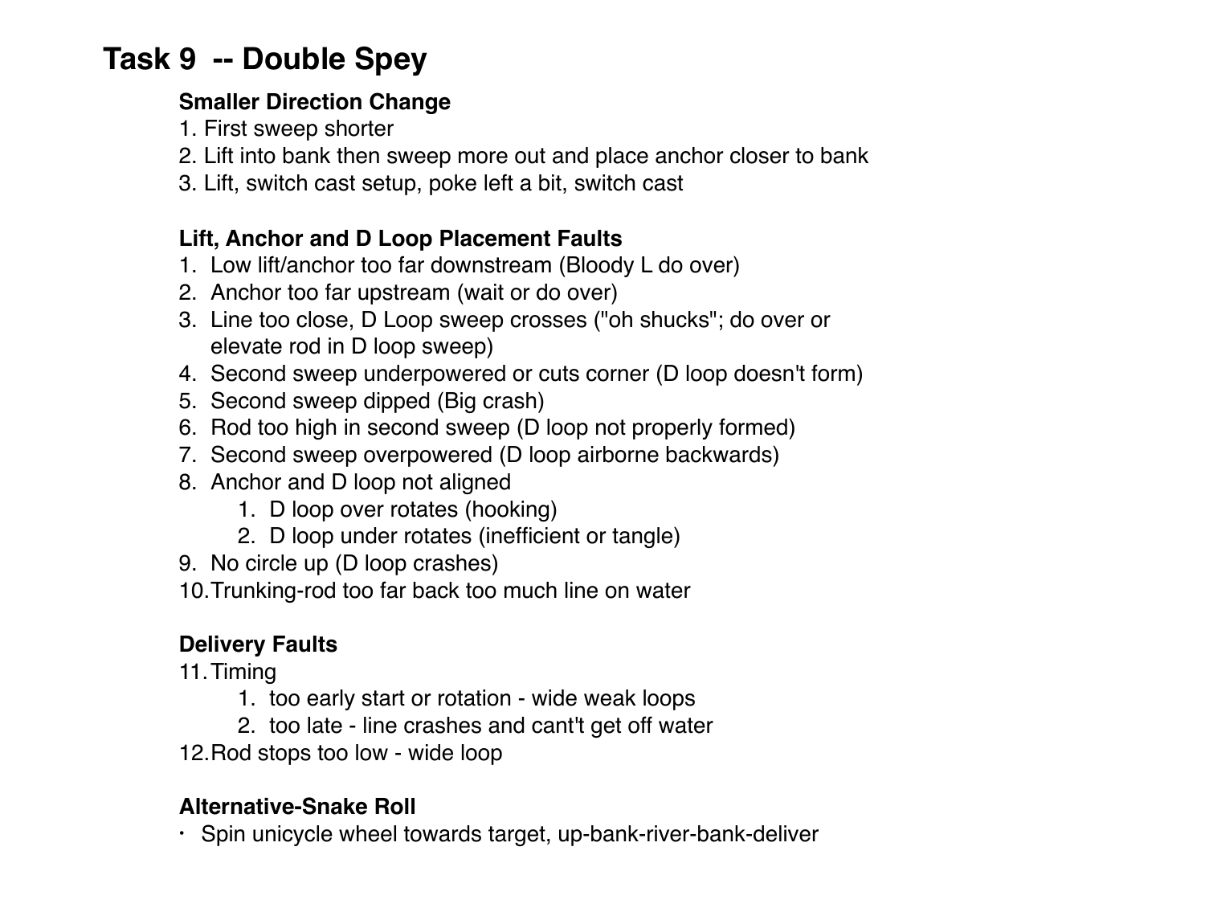# Task 9 -- Double Spey

**Smaller Direction Change**

1. First sweep shorter
2. Lift into bank then sweep more out and place anchor closer to bank
3. Lift, switch cast setup, poke left a bit, switch cast

**Lift, Anchor and D Loop Placement Faults**

1. Low lift/anchor too far downstream (Bloody L do over)
2. Anchor too far upstream (wait or do over)
3. Line too close, D Loop sweep crosses ("oh shucks"; do over or elevate rod in D loop sweep)
4. Second sweep underpowered or cuts corner (D loop doesn't form)
5. Second sweep dipped (Big crash)
6. Rod too high in second sweep (D loop not properly formed)
7. Second sweep overpowered (D loop airborne backwards)
8. Anchor and D loop not aligned
    1. D loop over rotates (hooking)
    2. D loop under rotates (inefficient or tangle)
9. No circle up (D loop crashes)
10. Trunking-rod too far back too much line on water

**Delivery Faults**

11. Timing
    1. too early start or rotation - wide weak loops
    2. too late - line crashes and cant't get off water
12. Rod stops too low - wide loop

**Alternative-Snake Roll**

- Spin unicycle wheel towards target, up-bank-river-bank-deliver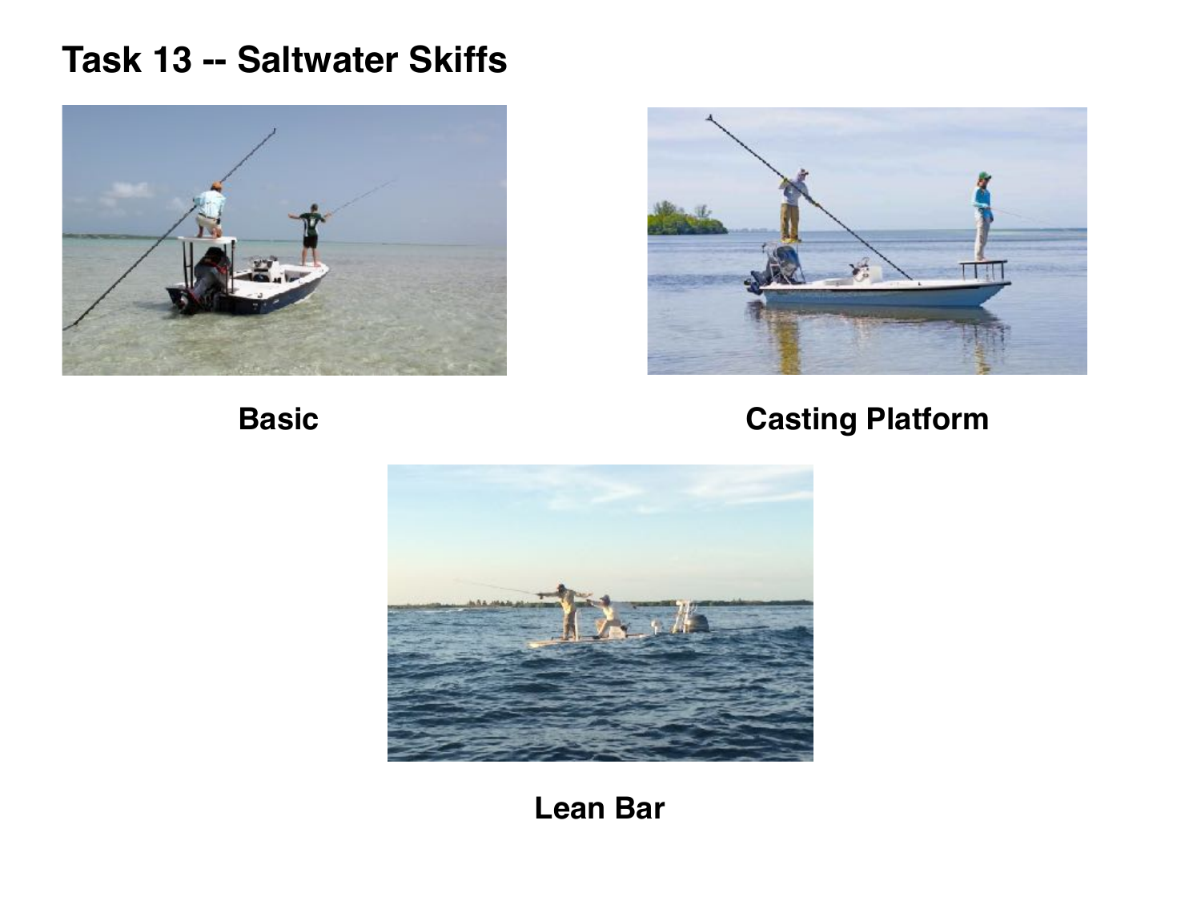# Task 13 -- Saltwater Skiffs

**Basic**

**Casting Platform**

**Lean Bar**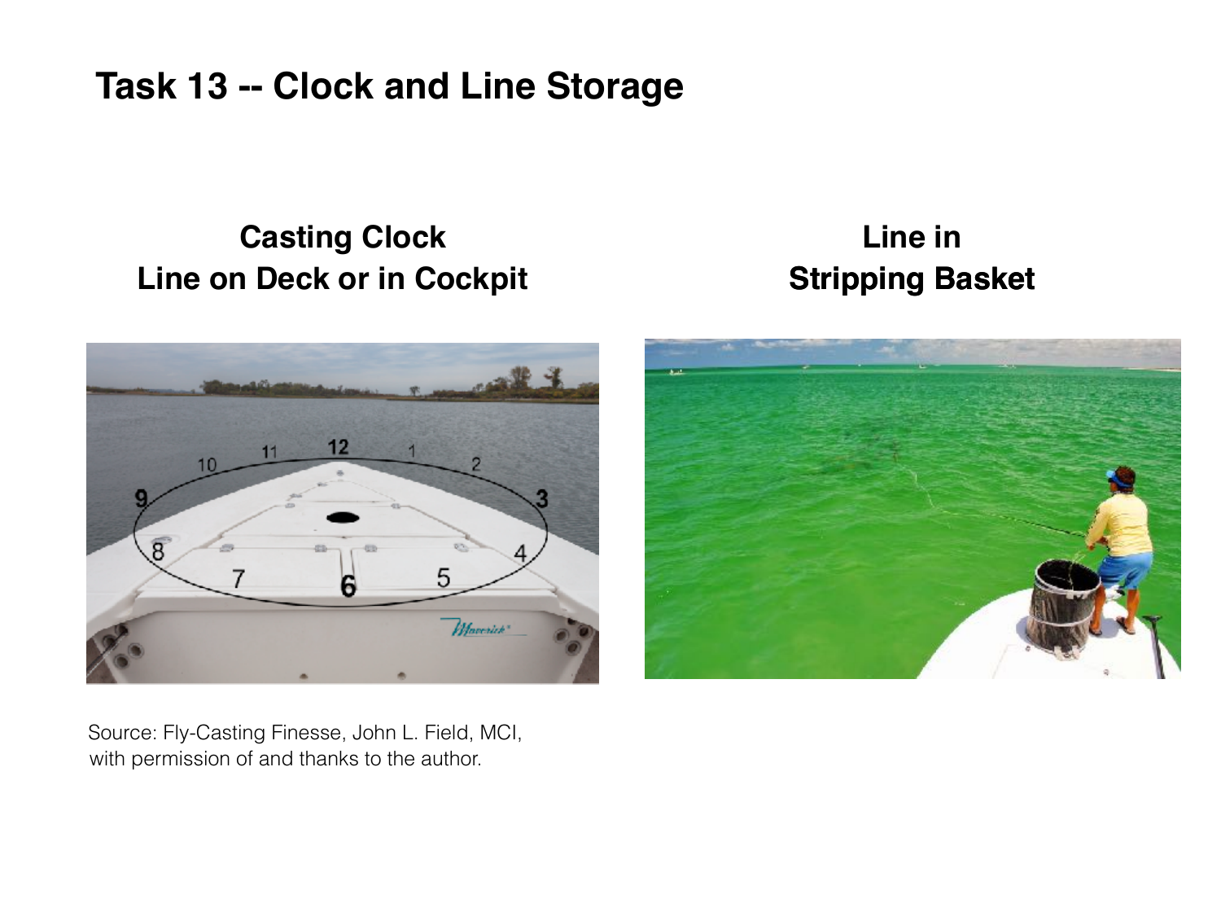# Task 13 -- Clock and Line Storage

**Casting Clock**
**Line on Deck or in Cockpit**

**Line in**
**Stripping Basket**

Source: Fly-Casting Finesse, John L. Field, MCI, with permission of and thanks to the author.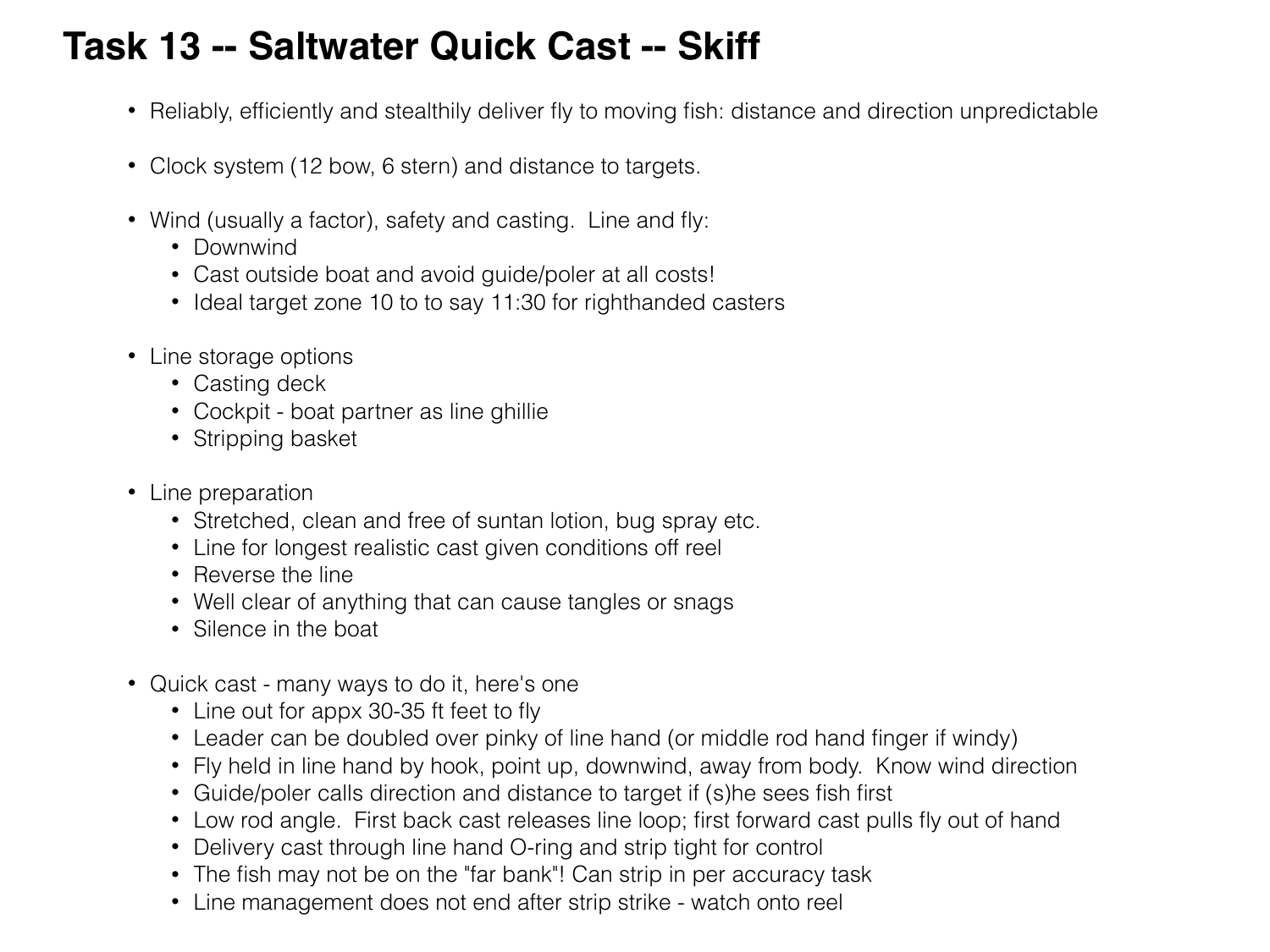# Task 13 -- Saltwater Quick Cast -- Skiff

- Reliably, efficiently and stealthily deliver fly to moving fish: distance and direction unpredictable

- Clock system (12 bow, 6 stern) and distance to targets.

- Wind (usually a factor), safety and casting. Line and fly:
  - Downwind
  - Cast outside boat and avoid guide/poler at all costs!
  - Ideal target zone 10 to to say 11:30 for righthanded casters

- Line storage options
  - Casting deck
  - Cockpit - boat partner as line ghillie
  - Stripping basket

- Line preparation
  - Stretched, clean and free of suntan lotion, bug spray etc.
  - Line for longest realistic cast given conditions off reel
  - Reverse the line
  - Well clear of anything that can cause tangles or snags
  - Silence in the boat

- Quick cast - many ways to do it, here's one
  - Line out for appx 30-35 ft feet to fly
  - Leader can be doubled over pinky of line hand (or middle rod hand finger if windy)
  - Fly held in line hand by hook, point up, downwind, away from body. Know wind direction
  - Guide/poler calls direction and distance to target if (s)he sees fish first
  - Low rod angle. First back cast releases line loop; first forward cast pulls fly out of hand
  - Delivery cast through line hand O-ring and strip tight for control
  - The fish may not be on the "far bank"! Can strip in per accuracy task
  - Line management does not end after strip strike - watch onto reel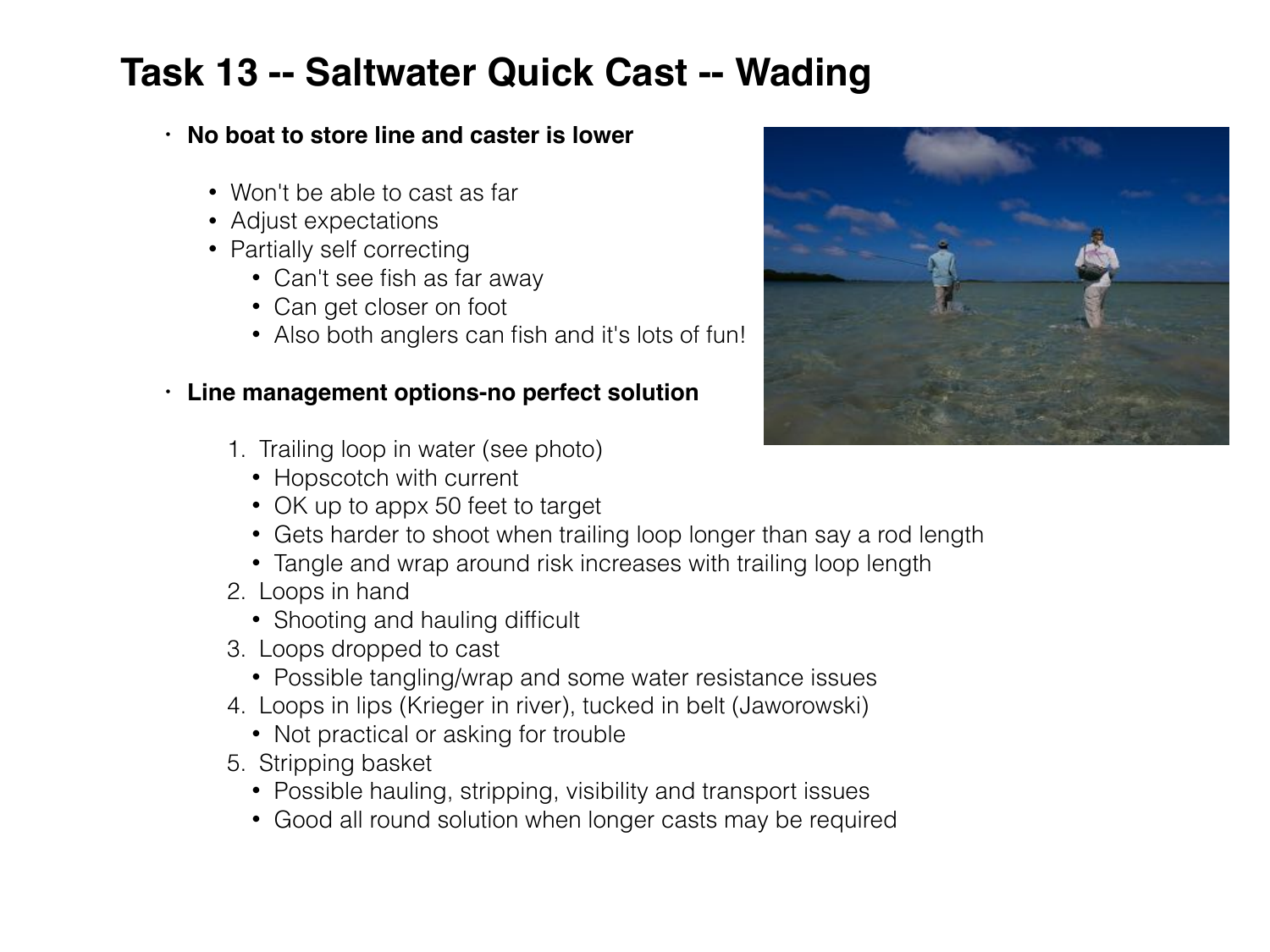# Task 13 -- Saltwater Quick Cast -- Wading

- **No boat to store line and caster is lower**
  - Won't be able to cast as far
  - Adjust expectations
  - Partially self correcting
    - Can't see fish as far away
    - Can get closer on foot
    - Also both anglers can fish and it's lots of fun!

- **Line management options-no perfect solution**
  1. Trailing loop in water (see photo)
     - Hopscotch with current
     - OK up to appx 50 feet to target
     - Gets harder to shoot when trailing loop longer than say a rod length
     - Tangle and wrap around risk increases with trailing loop length
  2. Loops in hand
     - Shooting and hauling difficult
  3. Loops dropped to cast
     - Possible tangling/wrap and some water resistance issues
  4. Loops in lips (Krieger in river), tucked in belt (Jaworowski)
     - Not practical or asking for trouble
  5. Stripping basket
     - Possible hauling, stripping, visibility and transport issues
     - Good all round solution when longer casts may be required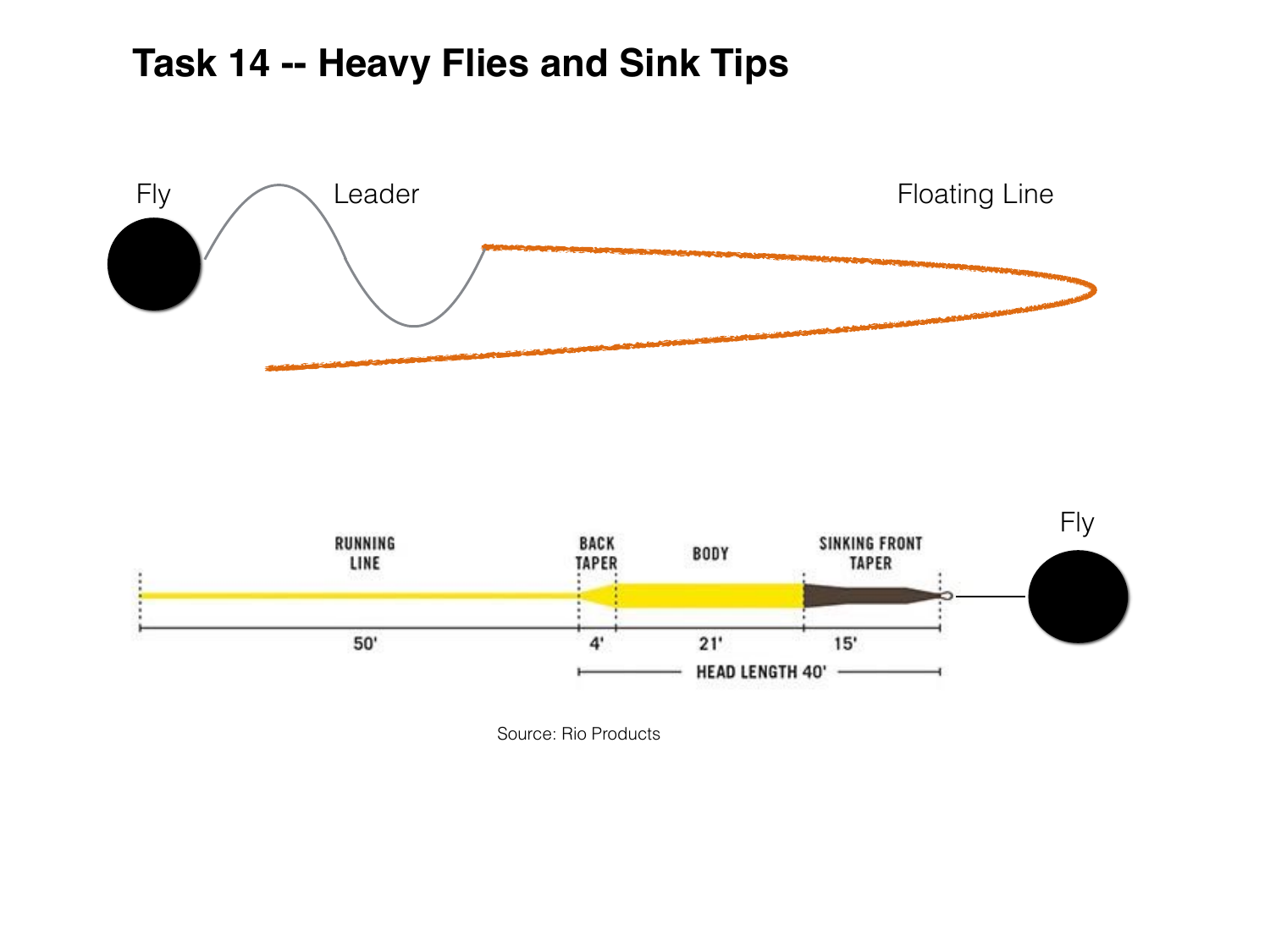# Task 14 -- Heavy Flies and Sink Tips

Fly

Leader

Floating Line

RUNNING LINE

BACK TAPER

BODY

SINKING FRONT TAPER

Fly

50'

4'

21'

15'

HEAD LENGTH 40'

Source: Rio Products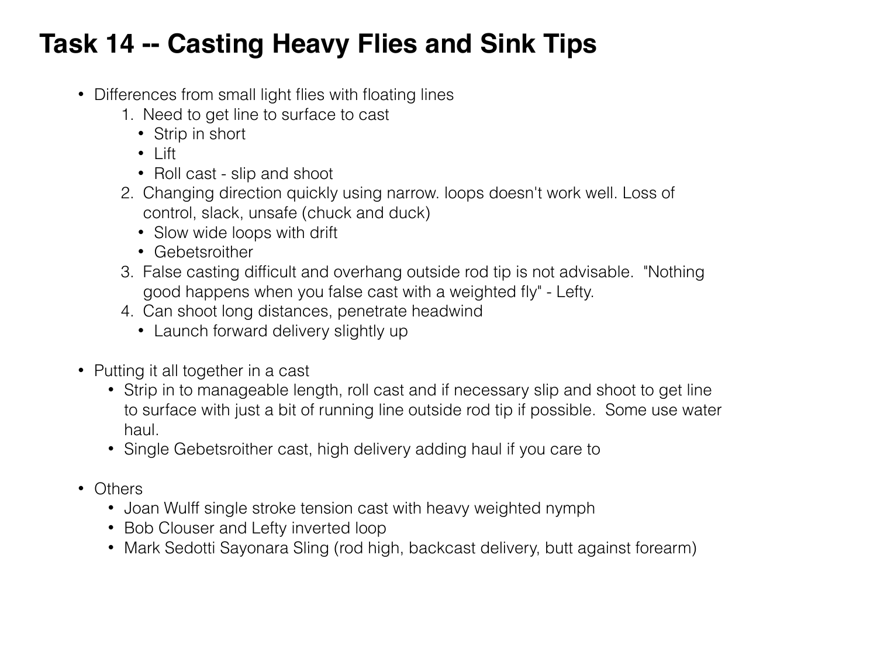# Task 14 -- Casting Heavy Flies and Sink Tips

- Differences from small light flies with floating lines
  1. Need to get line to surface to cast
     - Strip in short
     - Lift
     - Roll cast - slip and shoot
  2. Changing direction quickly using narrow. loops doesn't work well. Loss of control, slack, unsafe (chuck and duck)
     - Slow wide loops with drift
     - Gebetsroither
  3. False casting difficult and overhang outside rod tip is not advisable. "Nothing good happens when you false cast with a weighted fly" - Lefty.
  4. Can shoot long distances, penetrate headwind
     - Launch forward delivery slightly up

- Putting it all together in a cast
  - Strip in to manageable length, roll cast and if necessary slip and shoot to get line to surface with just a bit of running line outside rod tip if possible. Some use water haul.
  - Single Gebetsroither cast, high delivery adding haul if you care to

- Others
  - Joan Wulff single stroke tension cast with heavy weighted nymph
  - Bob Clouser and Lefty inverted loop
  - Mark Sedotti Sayonara Sling (rod high, backcast delivery, butt against forearm)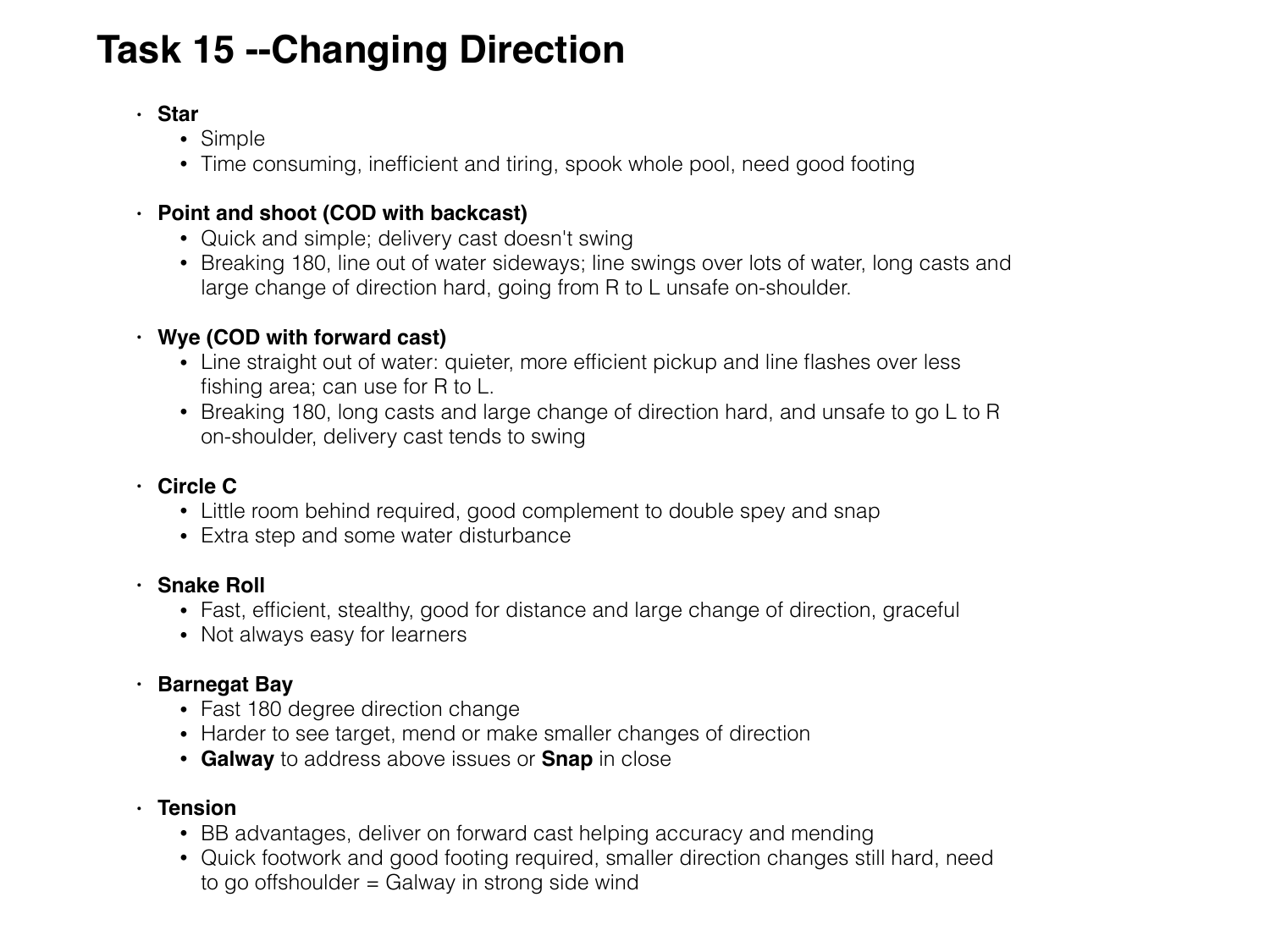# Task 15 --Changing Direction

- **Star**
  - Simple
  - Time consuming, inefficient and tiring, spook whole pool, need good footing
- **Point and shoot (COD with backcast)**
  - Quick and simple; delivery cast doesn't swing
  - Breaking 180, line out of water sideways; line swings over lots of water, long casts and large change of direction hard, going from R to L unsafe on-shoulder.
- **Wye (COD with forward cast)**
  - Line straight out of water: quieter, more efficient pickup and line flashes over less fishing area; can use for R to L.
  - Breaking 180, long casts and large change of direction hard, and unsafe to go L to R on-shoulder, delivery cast tends to swing
- **Circle C**
  - Little room behind required, good complement to double spey and snap
  - Extra step and some water disturbance
- **Snake Roll**
  - Fast, efficient, stealthy, good for distance and large change of direction, graceful
  - Not always easy for learners
- **Barnegat Bay**
  - Fast 180 degree direction change
  - Harder to see target, mend or make smaller changes of direction
  - **Galway** to address above issues or **Snap** in close
- **Tension**
  - BB advantages, deliver on forward cast helping accuracy and mending
  - Quick footwork and good footing required, smaller direction changes still hard, need to go offshoulder = Galway in strong side wind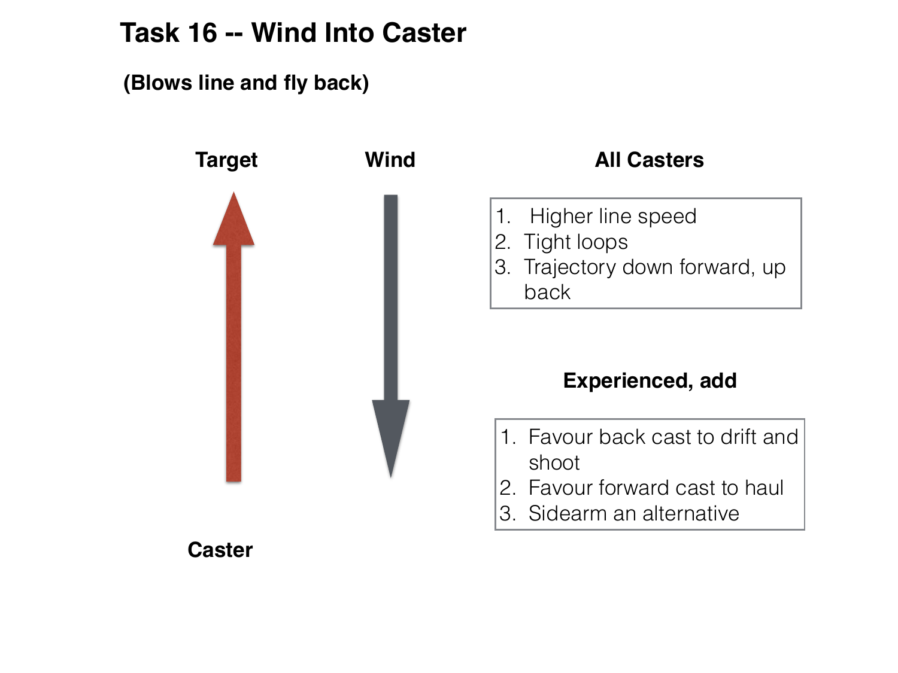# Task 16 -- Wind Into Caster

**(Blows line and fly back)**

**Target**

**Wind**

**Caster**

### All Casters

1. Higher line speed
2. Tight loops
3. Trajectory down forward, up back

### Experienced, add

1. Favour back cast to drift and shoot
2. Favour forward cast to haul
3. Sidearm an alternative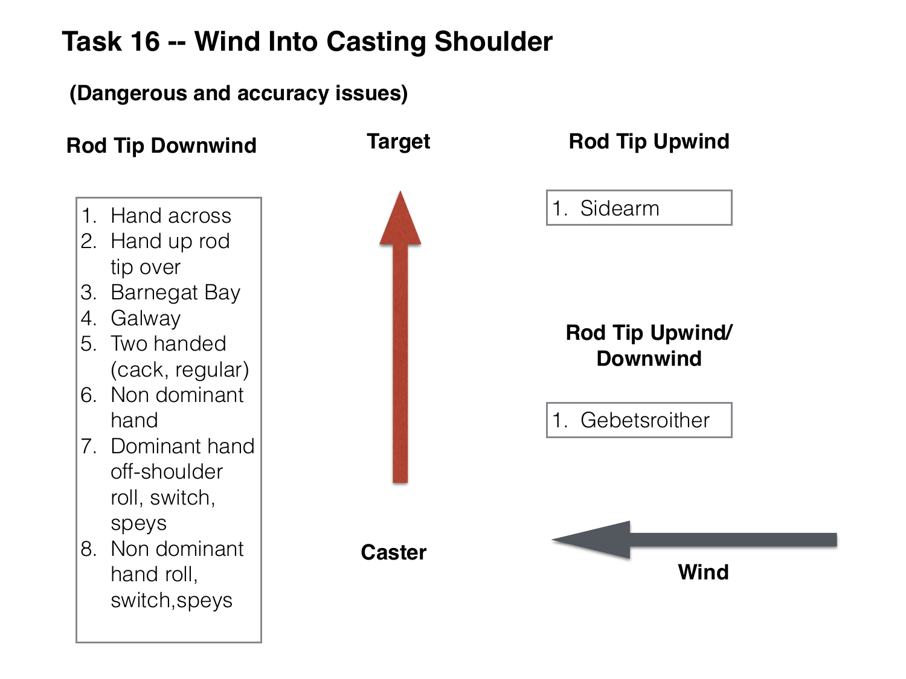# Task 16 -- Wind Into Casting Shoulder

**(Dangerous and accuracy issues)**

**Rod Tip Downwind**

1. Hand across
2. Hand up rod tip over
3. Barnegat Bay
4. Galway
5. Two handed (cack, regular)
6. Non dominant hand
7. Dominant hand off-shoulder roll, switch, speys
8. Non dominant hand roll, switch,speys

**Target**

**Caster**

**Rod Tip Upwind**

1. Sidearm

**Rod Tip Upwind/ Downwind**

1. Gebetsroither

**Wind**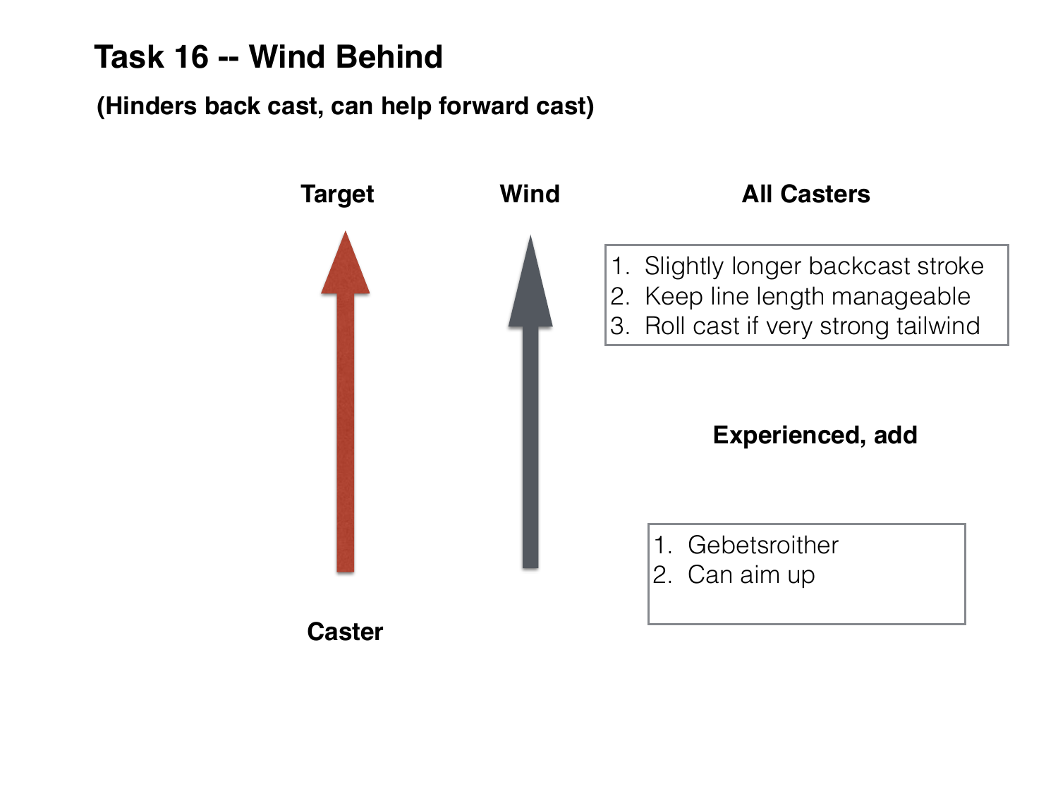# Task 16 -- Wind Behind

**(Hinders back cast, can help forward cast)**

**Target**

**Wind**

**Caster**

**All Casters**

1. Slightly longer backcast stroke
2. Keep line length manageable
3. Roll cast if very strong tailwind

**Experienced, add**

1. Gebetsroither
2. Can aim up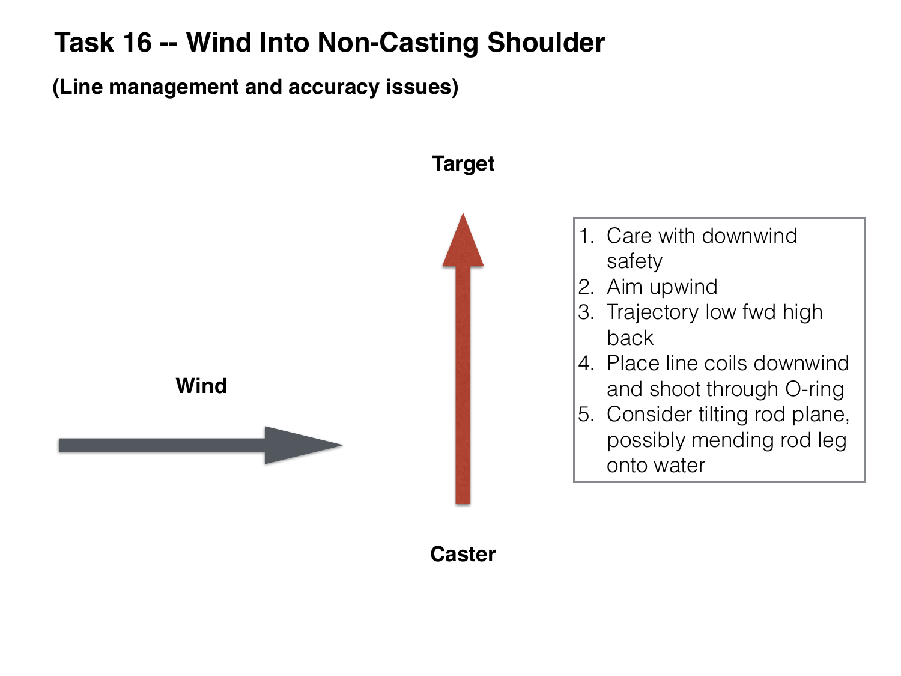# Task 16 -- Wind Into Non-Casting Shoulder

**(Line management and accuracy issues)**

**Target**

**Wind**

**Caster**

1. Care with downwind safety
2. Aim upwind
3. Trajectory low fwd high back
4. Place line coils downwind and shoot through O-ring
5. Consider tilting rod plane, possibly mending rod leg onto water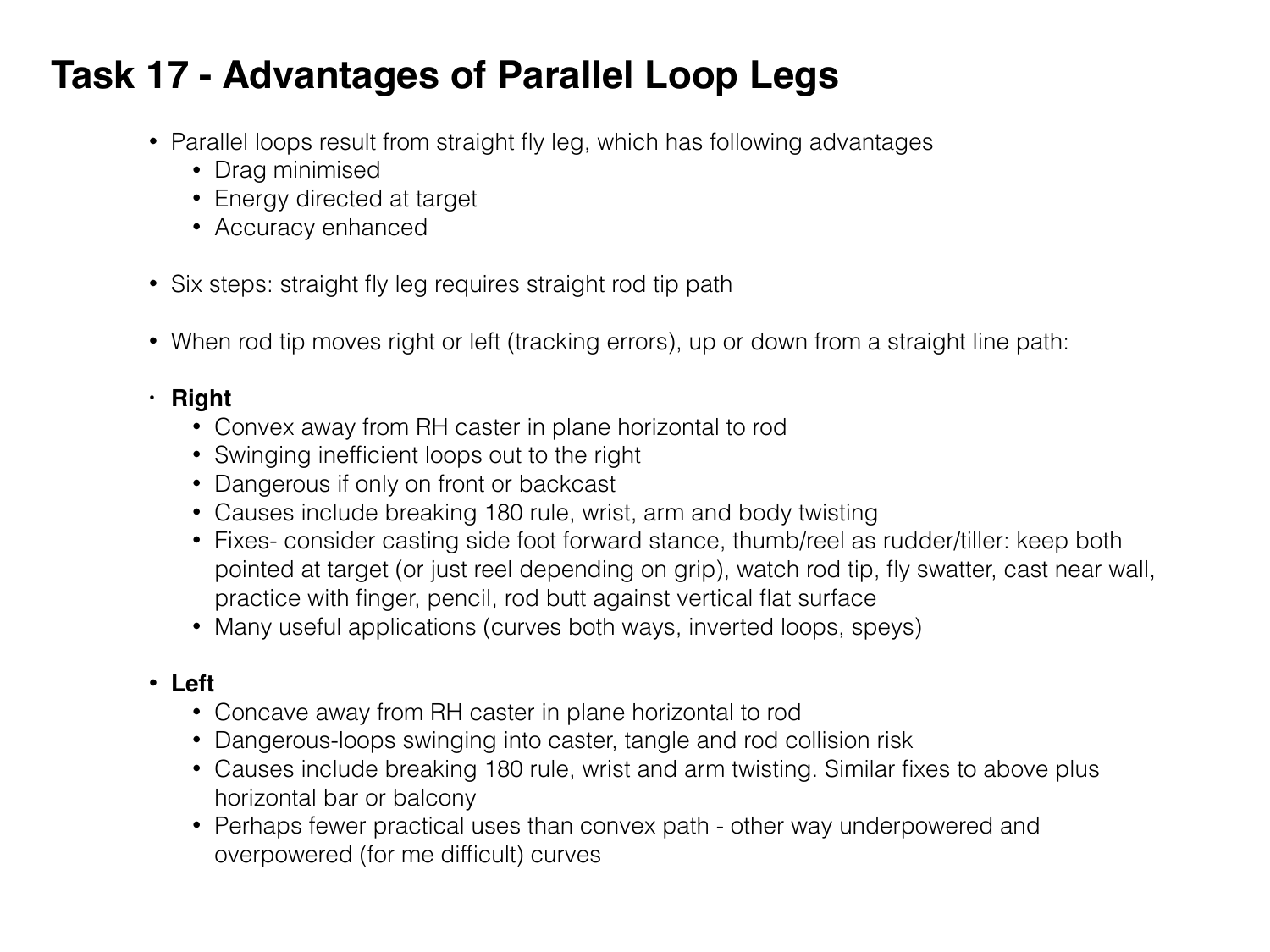# Task 17 - Advantages of Parallel Loop Legs

- Parallel loops result from straight fly leg, which has following advantages
  - Drag minimised
  - Energy directed at target
  - Accuracy enhanced

- Six steps: straight fly leg requires straight rod tip path

- When rod tip moves right or left (tracking errors), up or down from a straight line path:

- **Right**
  - Convex away from RH caster in plane horizontal to rod
  - Swinging inefficient loops out to the right
  - Dangerous if only on front or backcast
  - Causes include breaking 180 rule, wrist, arm and body twisting
  - Fixes- consider casting side foot forward stance, thumb/reel as rudder/tiller: keep both pointed at target (or just reel depending on grip), watch rod tip, fly swatter, cast near wall, practice with finger, pencil, rod butt against vertical flat surface
  - Many useful applications (curves both ways, inverted loops, speys)

- **Left**
  - Concave away from RH caster in plane horizontal to rod
  - Dangerous-loops swinging into caster, tangle and rod collision risk
  - Causes include breaking 180 rule, wrist and arm twisting. Similar fixes to above plus horizontal bar or balcony
  - Perhaps fewer practical uses than convex path - other way underpowered and overpowered (for me difficult) curves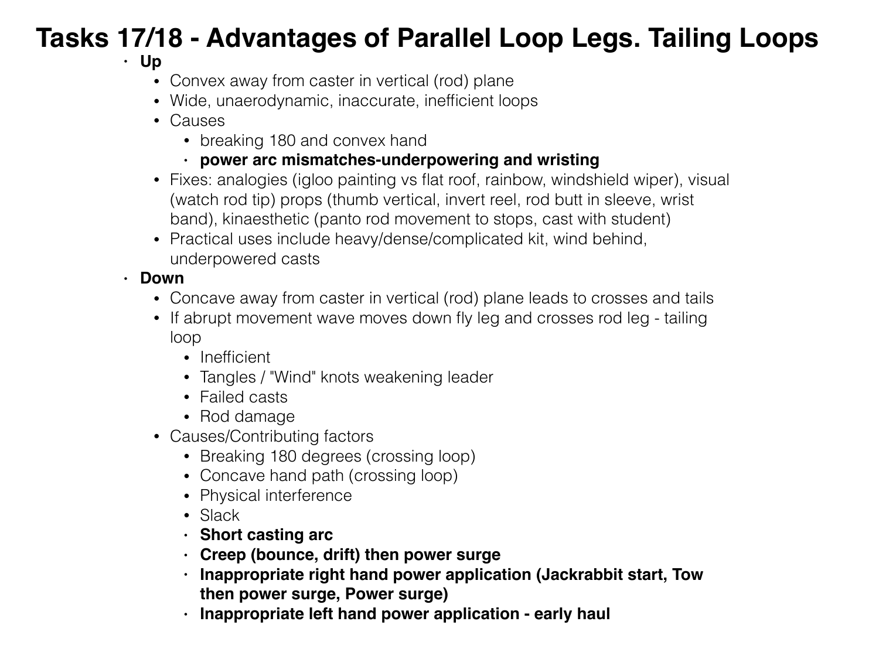# Tasks 17/18 - Advantages of Parallel Loop Legs. Tailing Loops

- **Up**
  - Convex away from caster in vertical (rod) plane
  - Wide, unaerodynamic, inaccurate, inefficient loops
  - Causes
    - breaking 180 and convex hand
    - **power arc mismatches-underpowering and wristing**
  - Fixes: analogies (igloo painting vs flat roof, rainbow, windshield wiper), visual (watch rod tip) props (thumb vertical, invert reel, rod butt in sleeve, wrist band), kinaesthetic (panto rod movement to stops, cast with student)
  - Practical uses include heavy/dense/complicated kit, wind behind, underpowered casts
- **Down**
  - Concave away from caster in vertical (rod) plane leads to crosses and tails
  - If abrupt movement wave moves down fly leg and crosses rod leg - tailing loop
    - Inefficient
    - Tangles / "Wind" knots weakening leader
    - Failed casts
    - Rod damage
  - Causes/Contributing factors
    - Breaking 180 degrees (crossing loop)
    - Concave hand path (crossing loop)
    - Physical interference
    - Slack
    - **Short casting arc**
    - **Creep (bounce, drift) then power surge**
    - **Inappropriate right hand power application (Jackrabbit start, Tow then power surge, Power surge)**
    - **Inappropriate left hand power application - early haul**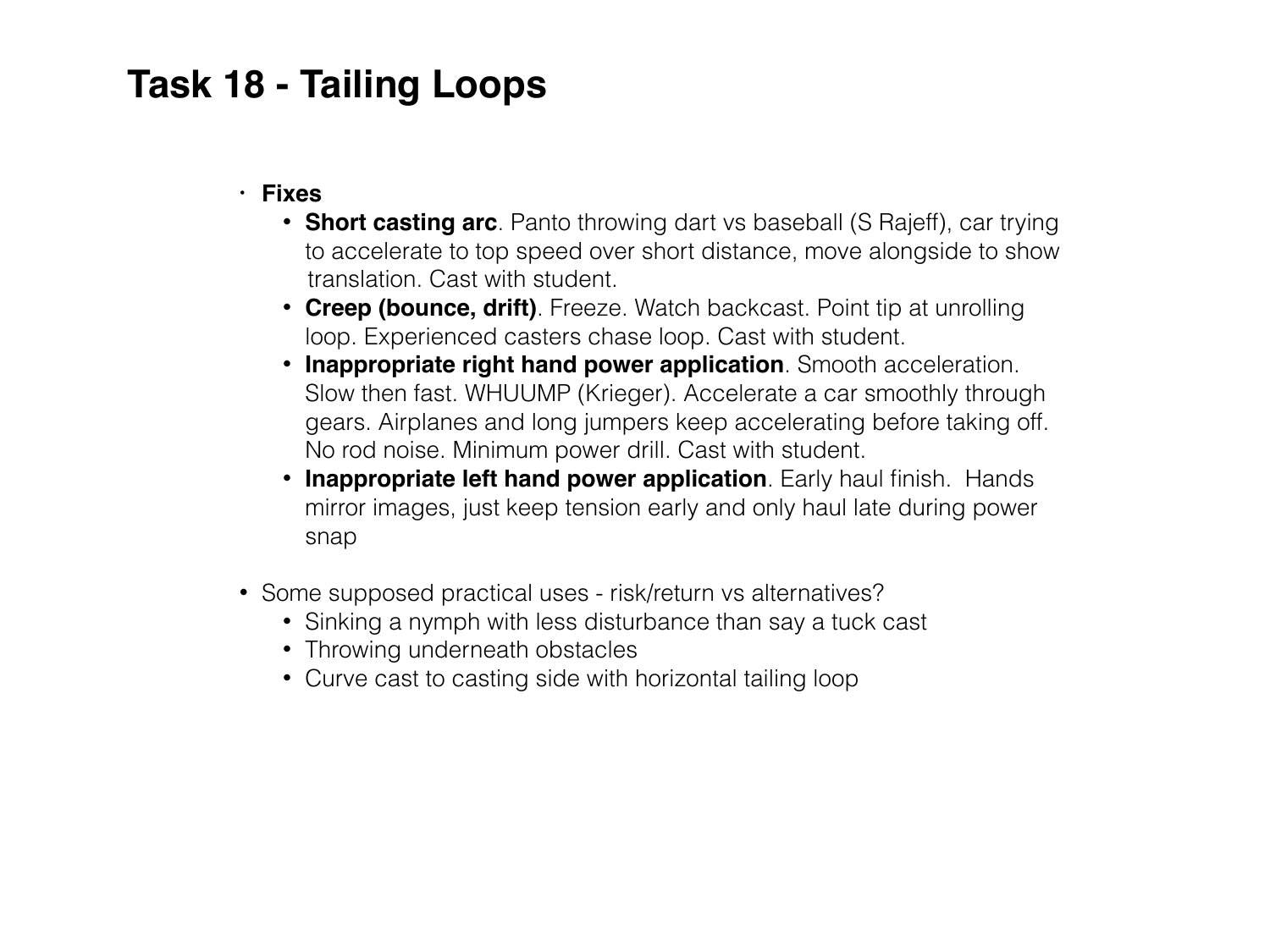# Task 18 - Tailing Loops

- **Fixes**
  - **Short casting arc**. Panto throwing dart vs baseball (S Rajeff), car trying to accelerate to top speed over short distance, move alongside to show translation. Cast with student.
  - **Creep (bounce, drift)**. Freeze. Watch backcast. Point tip at unrolling loop. Experienced casters chase loop. Cast with student.
  - **Inappropriate right hand power application**. Smooth acceleration. Slow then fast. WHUUMP (Krieger). Accelerate a car smoothly through gears. Airplanes and long jumpers keep accelerating before taking off. No rod noise. Minimum power drill. Cast with student.
  - **Inappropriate left hand power application**. Early haul finish. Hands mirror images, just keep tension early and only haul late during power snap

- Some supposed practical uses - risk/return vs alternatives?
  - Sinking a nymph with less disturbance than say a tuck cast
  - Throwing underneath obstacles
  - Curve cast to casting side with horizontal tailing loop